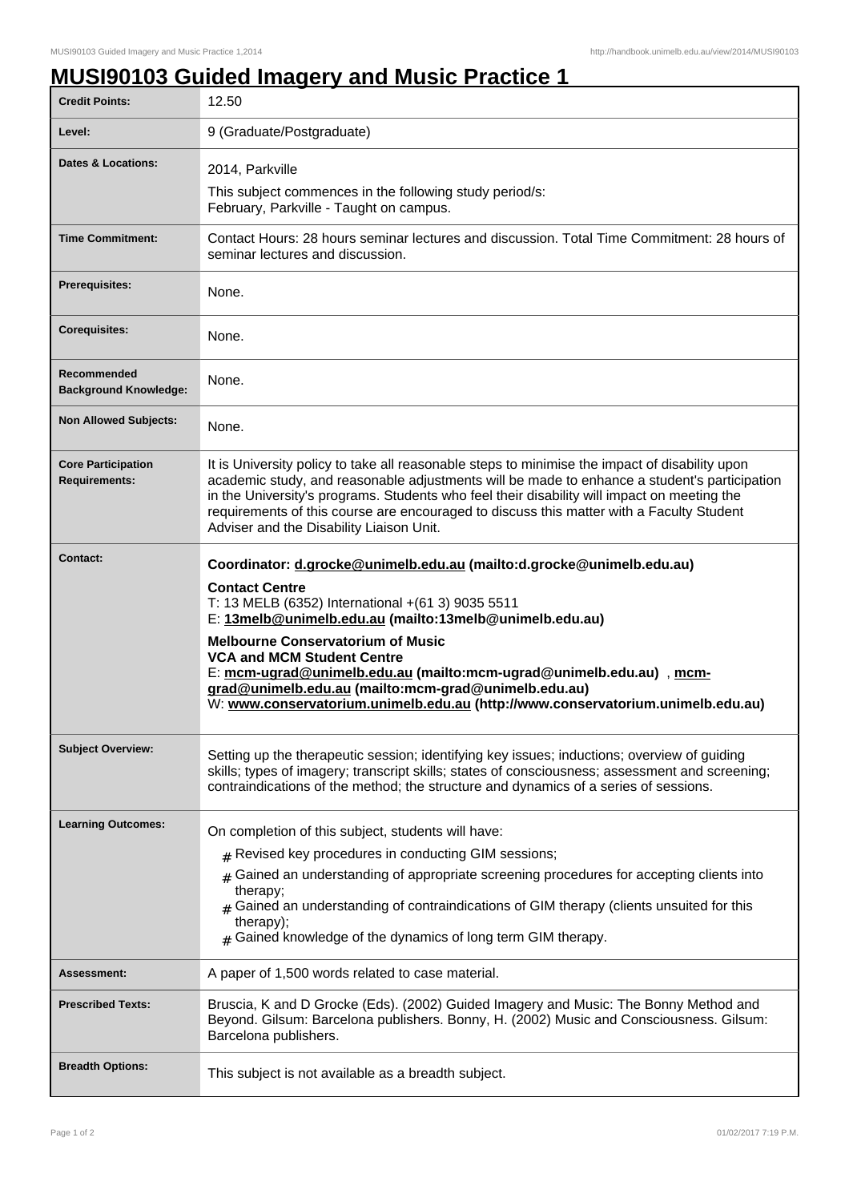# MUSI90103 Guided Imagery and Music Practice 1

| | |
|---|---|
| **Credit Points:** | 12.50 |
| **Level:** | 9 (Graduate/Postgraduate) |
| **Dates & Locations:** | 2014, Parkville<br>This subject commences in the following study period/s:<br>February, Parkville - Taught on campus. |
| **Time Commitment:** | Contact Hours: 28 hours seminar lectures and discussion. Total Time Commitment: 28 hours of seminar lectures and discussion. |
| **Prerequisites:** | None. |
| **Corequisites:** | None. |
| **Recommended Background Knowledge:** | None. |
| **Non Allowed Subjects:** | None. |
| **Core Participation Requirements:** | It is University policy to take all reasonable steps to minimise the impact of disability upon academic study, and reasonable adjustments will be made to enhance a student's participation in the University's programs. Students who feel their disability will impact on meeting the requirements of this course are encouraged to discuss this matter with a Faculty Student Adviser and the Disability Liaison Unit. |
| **Contact:** | **Coordinator: d.grocke@unimelb.edu.au (mailto:d.grocke@unimelb.edu.au)**<br>**Contact Centre**<br>T: 13 MELB (6352) International +(61 3) 9035 5511<br>E: **13melb@unimelb.edu.au (mailto:13melb@unimelb.edu.au)**<br>**Melbourne Conservatorium of Music**<br>**VCA and MCM Student Centre**<br>E: **mcm-ugrad@unimelb.edu.au (mailto:mcm-ugrad@unimelb.edu.au)** , **mcm-grad@unimelb.edu.au (mailto:mcm-grad@unimelb.edu.au)**<br>W: **www.conservatorium.unimelb.edu.au (http://www.conservatorium.unimelb.edu.au)** |
| **Subject Overview:** | Setting up the therapeutic session; identifying key issues; inductions; overview of guiding skills; types of imagery; transcript skills; states of consciousness; assessment and screening; contraindications of the method; the structure and dynamics of a series of sessions. |
| **Learning Outcomes:** | On completion of this subject, students will have:<br># Revised key procedures in conducting GIM sessions;<br># Gained an understanding of appropriate screening procedures for accepting clients into therapy;<br># Gained an understanding of contraindications of GIM therapy (clients unsuited for this therapy);<br># Gained knowledge of the dynamics of long term GIM therapy. |
| **Assessment:** | A paper of 1,500 words related to case material. |
| **Prescribed Texts:** | Bruscia, K and D Grocke (Eds). (2002) Guided Imagery and Music: The Bonny Method and Beyond. Gilsum: Barcelona publishers. Bonny, H. (2002) Music and Consciousness. Gilsum: Barcelona publishers. |
| **Breadth Options:** | This subject is not available as a breadth subject. |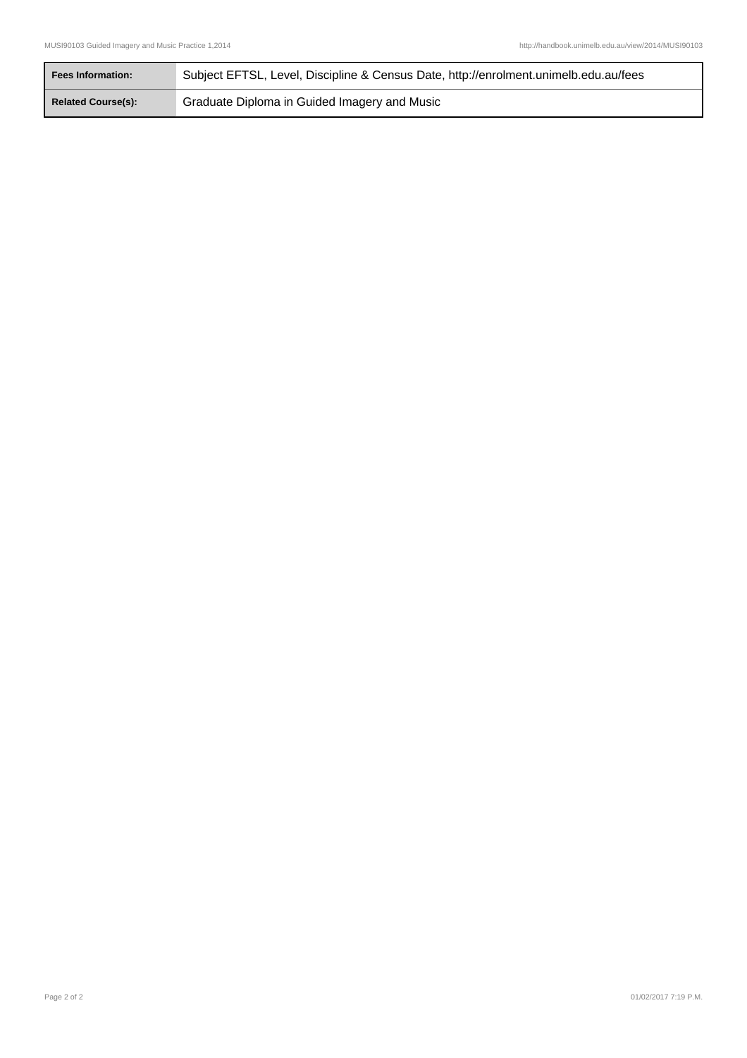| | |
|---|---|
| **Fees Information:** | Subject EFTSL, Level, Discipline & Census Date, http://enrolment.unimelb.edu.au/fees |
| **Related Course(s):** | Graduate Diploma in Guided Imagery and Music |